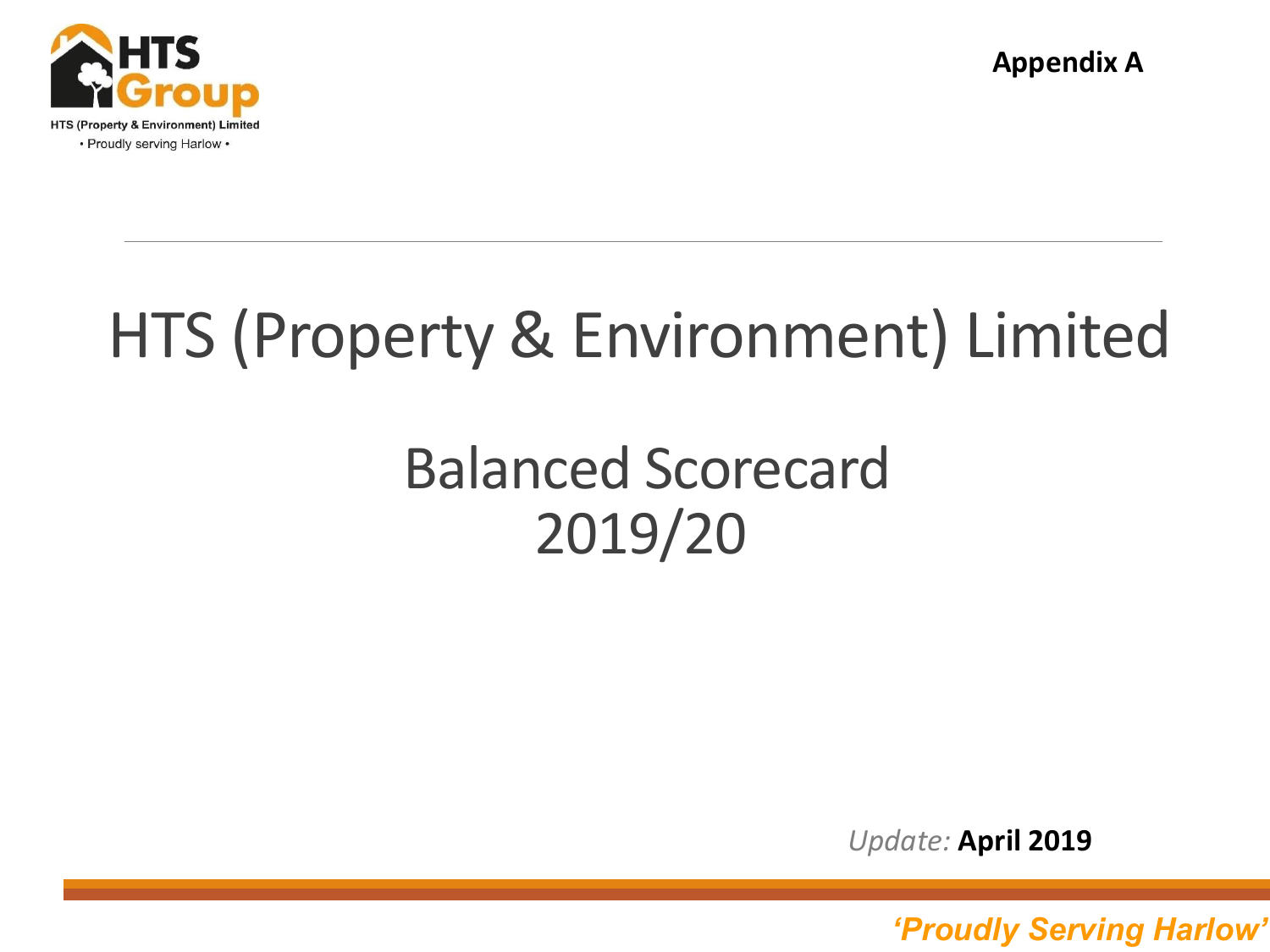HTS Group

HTS (Property & Environment) Limited

• Proudly serving Harlow •

**Appendix A**

---

# HTS (Property & Environment) Limited

## Balanced Scorecard 2019/20

*Update:* **April 2019**

***'Proudly Serving Harlow'***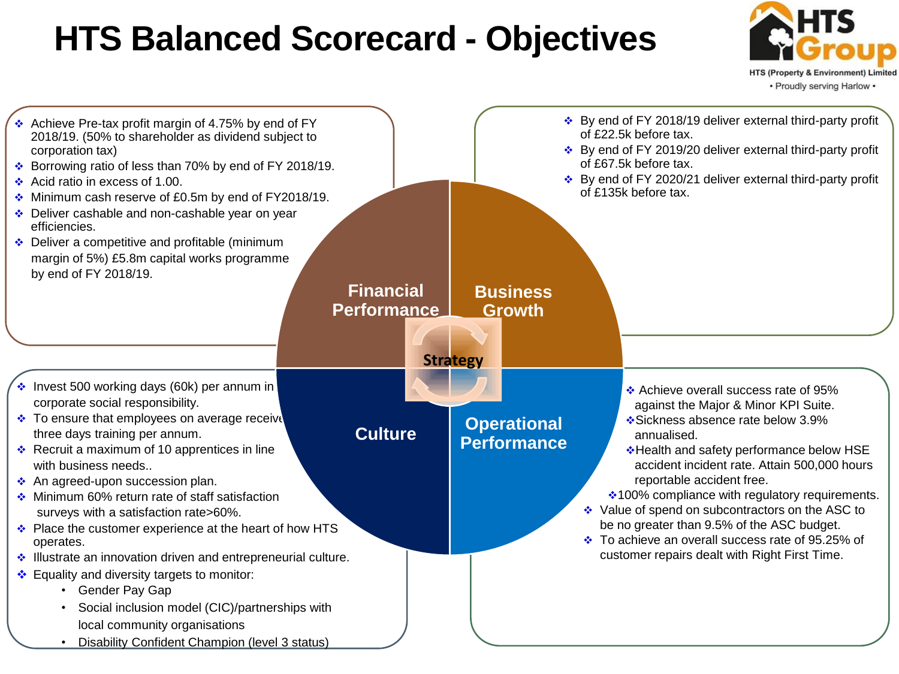# HTS Balanced Scorecard - Objectives

HTS Group
HTS (Property & Environment) Limited
• Proudly serving Harlow •

## Financial Performance

- Achieve Pre-tax profit margin of 4.75% by end of FY 2018/19. (50% to shareholder as dividend subject to corporation tax)
- Borrowing ratio of less than 70% by end of FY 2018/19.
- Acid ratio in excess of 1.00.
- Minimum cash reserve of £0.5m by end of FY2018/19.
- Deliver cashable and non-cashable year on year efficiencies.
- Deliver a competitive and profitable (minimum margin of 5%) £5.8m capital works programme by end of FY 2018/19.

## Business Growth

- By end of FY 2018/19 deliver external third-party profit of £22.5k before tax.
- By end of FY 2019/20 deliver external third-party profit of £67.5k before tax.
- By end of FY 2020/21 deliver external third-party profit of £135k before tax.

## Strategy

## Culture

- Invest 500 working days (60k) per annum in corporate social responsibility.
- To ensure that employees on average receive three days training per annum.
- Recruit a maximum of 10 apprentices in line with business needs..
- An agreed-upon succession plan.
- Minimum 60% return rate of staff satisfaction surveys with a satisfaction rate>60%.
- Place the customer experience at the heart of how HTS operates.
- Illustrate an innovation driven and entrepreneurial culture.
- Equality and diversity targets to monitor:
  - Gender Pay Gap
  - Social inclusion model (CIC)/partnerships with local community organisations
  - Disability Confident Champion (level 3 status)

## Operational Performance

- Achieve overall success rate of 95% against the Major & Minor KPI Suite.
- Sickness absence rate below 3.9% annualised.
- Health and safety performance below HSE accident incident rate. Attain 500,000 hours reportable accident free.
- 100% compliance with regulatory requirements.
- Value of spend on subcontractors on the ASC to be no greater than 9.5% of the ASC budget.
- To achieve an overall success rate of 95.25% of customer repairs dealt with Right First Time.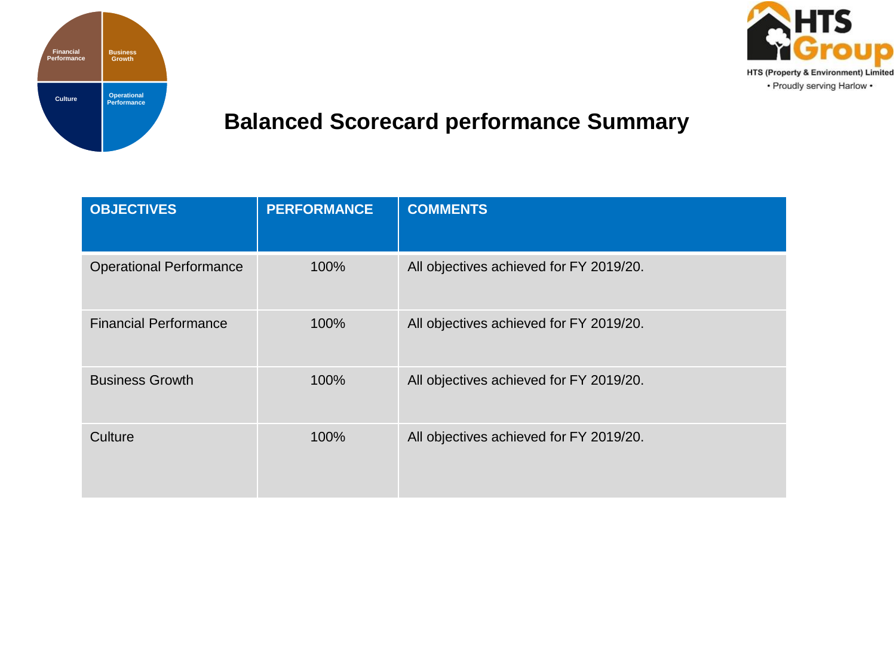# Balanced Scorecard performance Summary

| OBJECTIVES | PERFORMANCE | COMMENTS |
|---|---|---|
| Operational Performance | 100% | All objectives achieved for FY 2019/20. |
| Financial Performance | 100% | All objectives achieved for FY 2019/20. |
| Business Growth | 100% | All objectives achieved for FY 2019/20. |
| Culture | 100% | All objectives achieved for FY 2019/20. |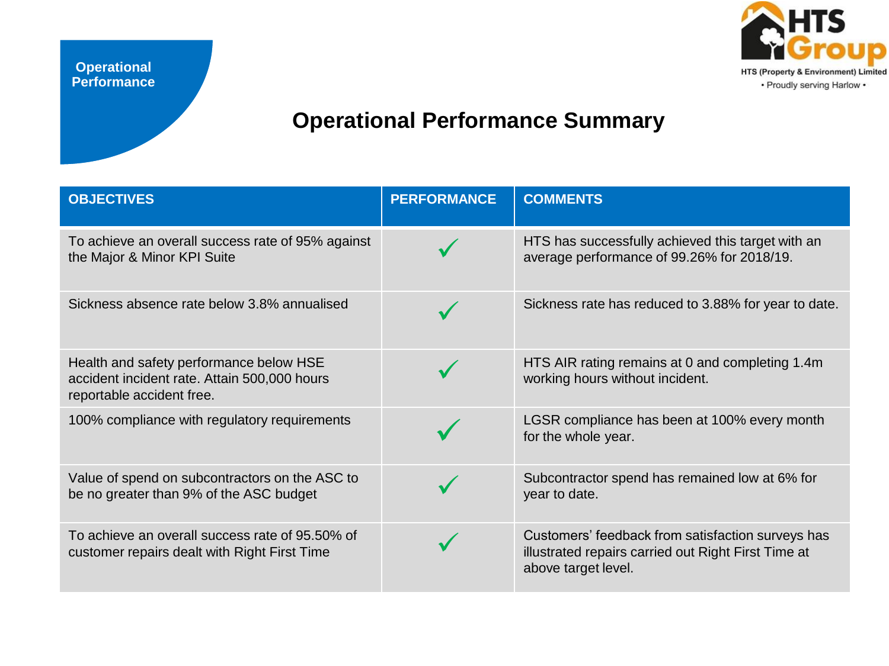Operational Performance

HTS Group
HTS (Property & Environment) Limited
• Proudly serving Harlow •

# Operational Performance Summary

| OBJECTIVES | PERFORMANCE | COMMENTS |
|---|---|---|
| To achieve an overall success rate of 95% against the Major & Minor KPI Suite | ✓ | HTS has successfully achieved this target with an average performance of 99.26% for 2018/19. |
| Sickness absence rate below 3.8% annualised | ✓ | Sickness rate has reduced to 3.88% for year to date. |
| Health and safety performance below HSE accident incident rate. Attain 500,000 hours reportable accident free. | ✓ | HTS AIR rating remains at 0 and completing 1.4m working hours without incident. |
| 100% compliance with regulatory requirements | ✓ | LGSR compliance has been at 100% every month for the whole year. |
| Value of spend on subcontractors on the ASC to be no greater than 9% of the ASC budget | ✓ | Subcontractor spend has remained low at 6% for year to date. |
| To achieve an overall success rate of 95.50% of customer repairs dealt with Right First Time | ✓ | Customers' feedback from satisfaction surveys has illustrated repairs carried out Right First Time at above target level. |